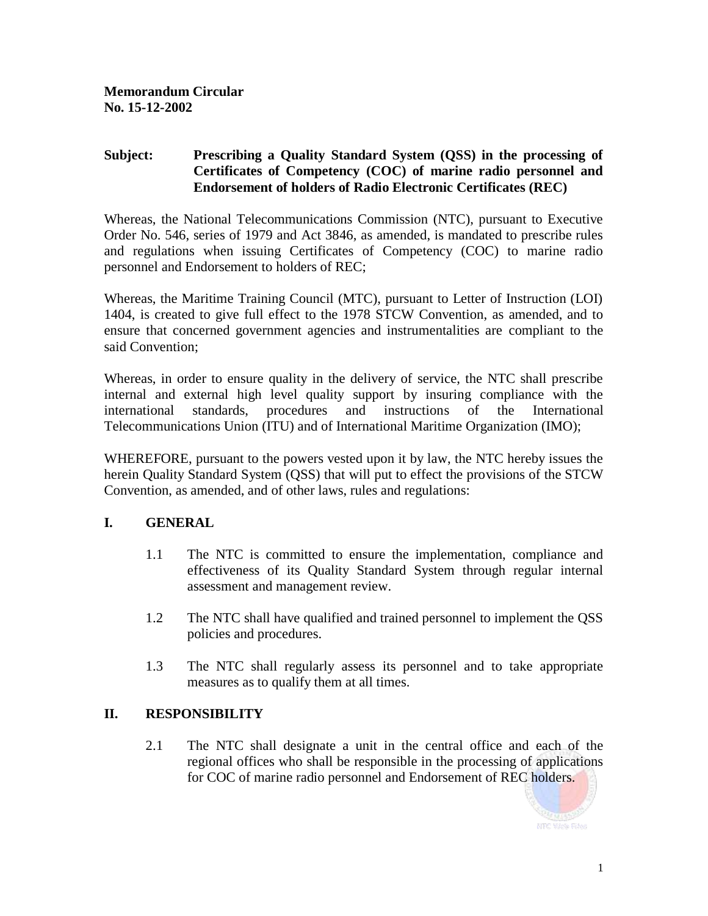**Memorandum Circular**
**No. 15-12-2002**

**Subject: Prescribing a Quality Standard System (QSS) in the processing of Certificates of Competency (COC) of marine radio personnel and Endorsement of holders of Radio Electronic Certificates (REC)**

Whereas, the National Telecommunications Commission (NTC), pursuant to Executive Order No. 546, series of 1979 and Act 3846, as amended, is mandated to prescribe rules and regulations when issuing Certificates of Competency (COC) to marine radio personnel and Endorsement to holders of REC;

Whereas, the Maritime Training Council (MTC), pursuant to Letter of Instruction (LOI) 1404, is created to give full effect to the 1978 STCW Convention, as amended, and to ensure that concerned government agencies and instrumentalities are compliant to the said Convention;

Whereas, in order to ensure quality in the delivery of service, the NTC shall prescribe internal and external high level quality support by insuring compliance with the international standards, procedures and instructions of the International Telecommunications Union (ITU) and of International Maritime Organization (IMO);

WHEREFORE, pursuant to the powers vested upon it by law, the NTC hereby issues the herein Quality Standard System (QSS) that will put to effect the provisions of the STCW Convention, as amended, and of other laws, rules and regulations:

## I. GENERAL

1.1 The NTC is committed to ensure the implementation, compliance and effectiveness of its Quality Standard System through regular internal assessment and management review.

1.2 The NTC shall have qualified and trained personnel to implement the QSS policies and procedures.

1.3 The NTC shall regularly assess its personnel and to take appropriate measures as to qualify them at all times.

## II. RESPONSIBILITY

2.1 The NTC shall designate a unit in the central office and each of the regional offices who shall be responsible in the processing of applications for COC of marine radio personnel and Endorsement of REC holders.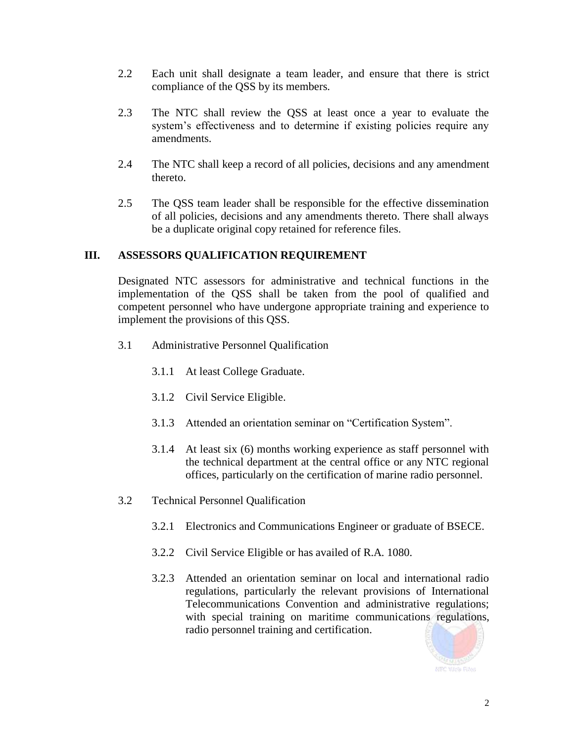2.2 Each unit shall designate a team leader, and ensure that there is strict compliance of the QSS by its members.

2.3 The NTC shall review the QSS at least once a year to evaluate the system's effectiveness and to determine if existing policies require any amendments.

2.4 The NTC shall keep a record of all policies, decisions and any amendment thereto.

2.5 The QSS team leader shall be responsible for the effective dissemination of all policies, decisions and any amendments thereto. There shall always be a duplicate original copy retained for reference files.

## III. ASSESSORS QUALIFICATION REQUIREMENT

Designated NTC assessors for administrative and technical functions in the implementation of the QSS shall be taken from the pool of qualified and competent personnel who have undergone appropriate training and experience to implement the provisions of this QSS.

3.1 Administrative Personnel Qualification

3.1.1 At least College Graduate.

3.1.2 Civil Service Eligible.

3.1.3 Attended an orientation seminar on "Certification System".

3.1.4 At least six (6) months working experience as staff personnel with the technical department at the central office or any NTC regional offices, particularly on the certification of marine radio personnel.

3.2 Technical Personnel Qualification

3.2.1 Electronics and Communications Engineer or graduate of BSECE.

3.2.2 Civil Service Eligible or has availed of R.A. 1080.

3.2.3 Attended an orientation seminar on local and international radio regulations, particularly the relevant provisions of International Telecommunications Convention and administrative regulations; with special training on maritime communications regulations, radio personnel training and certification.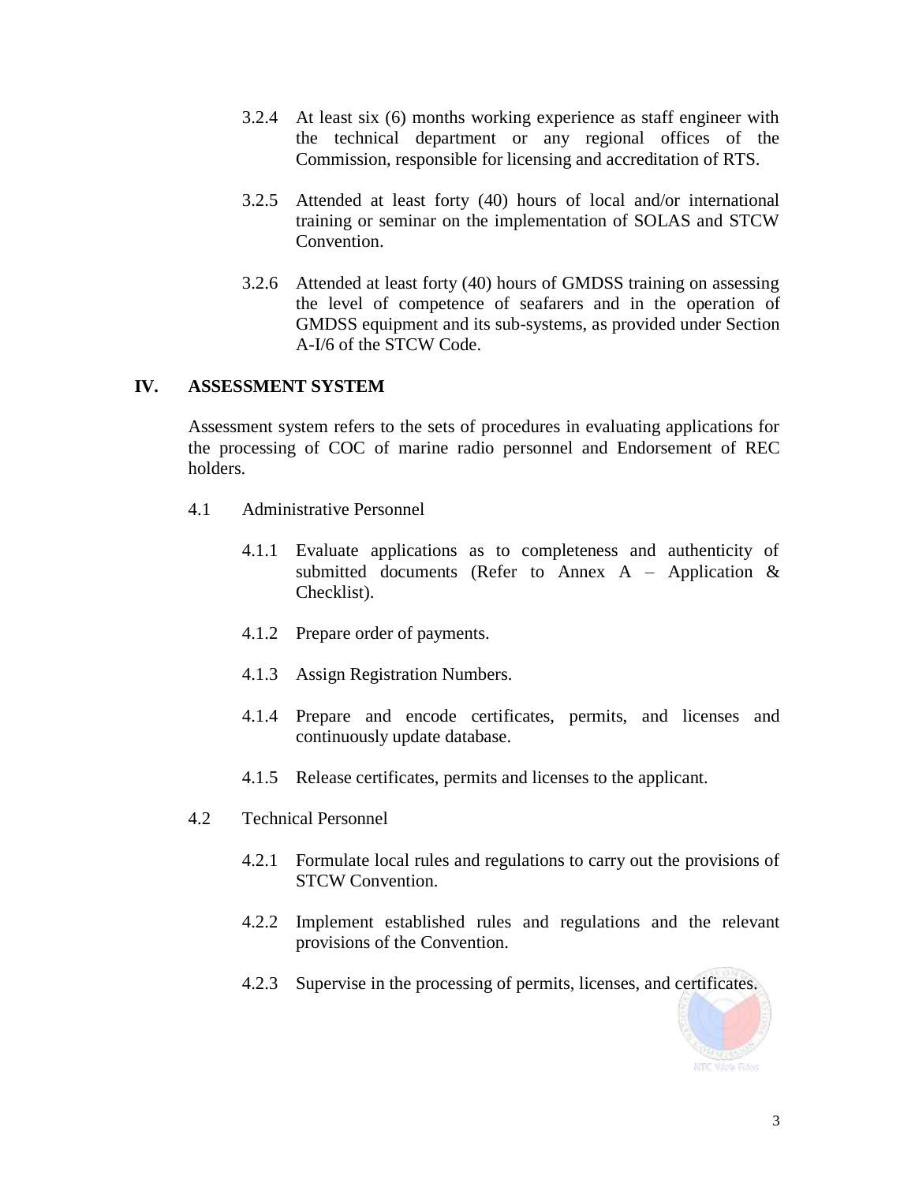3.2.4 At least six (6) months working experience as staff engineer with the technical department or any regional offices of the Commission, responsible for licensing and accreditation of RTS.

3.2.5 Attended at least forty (40) hours of local and/or international training or seminar on the implementation of SOLAS and STCW Convention.

3.2.6 Attended at least forty (40) hours of GMDSS training on assessing the level of competence of seafarers and in the operation of GMDSS equipment and its sub-systems, as provided under Section A-I/6 of the STCW Code.

## IV. ASSESSMENT SYSTEM

Assessment system refers to the sets of procedures in evaluating applications for the processing of COC of marine radio personnel and Endorsement of REC holders.

4.1 Administrative Personnel

4.1.1 Evaluate applications as to completeness and authenticity of submitted documents (Refer to Annex A – Application & Checklist).

4.1.2 Prepare order of payments.

4.1.3 Assign Registration Numbers.

4.1.4 Prepare and encode certificates, permits, and licenses and continuously update database.

4.1.5 Release certificates, permits and licenses to the applicant.

4.2 Technical Personnel

4.2.1 Formulate local rules and regulations to carry out the provisions of STCW Convention.

4.2.2 Implement established rules and regulations and the relevant provisions of the Convention.

4.2.3 Supervise in the processing of permits, licenses, and certificates.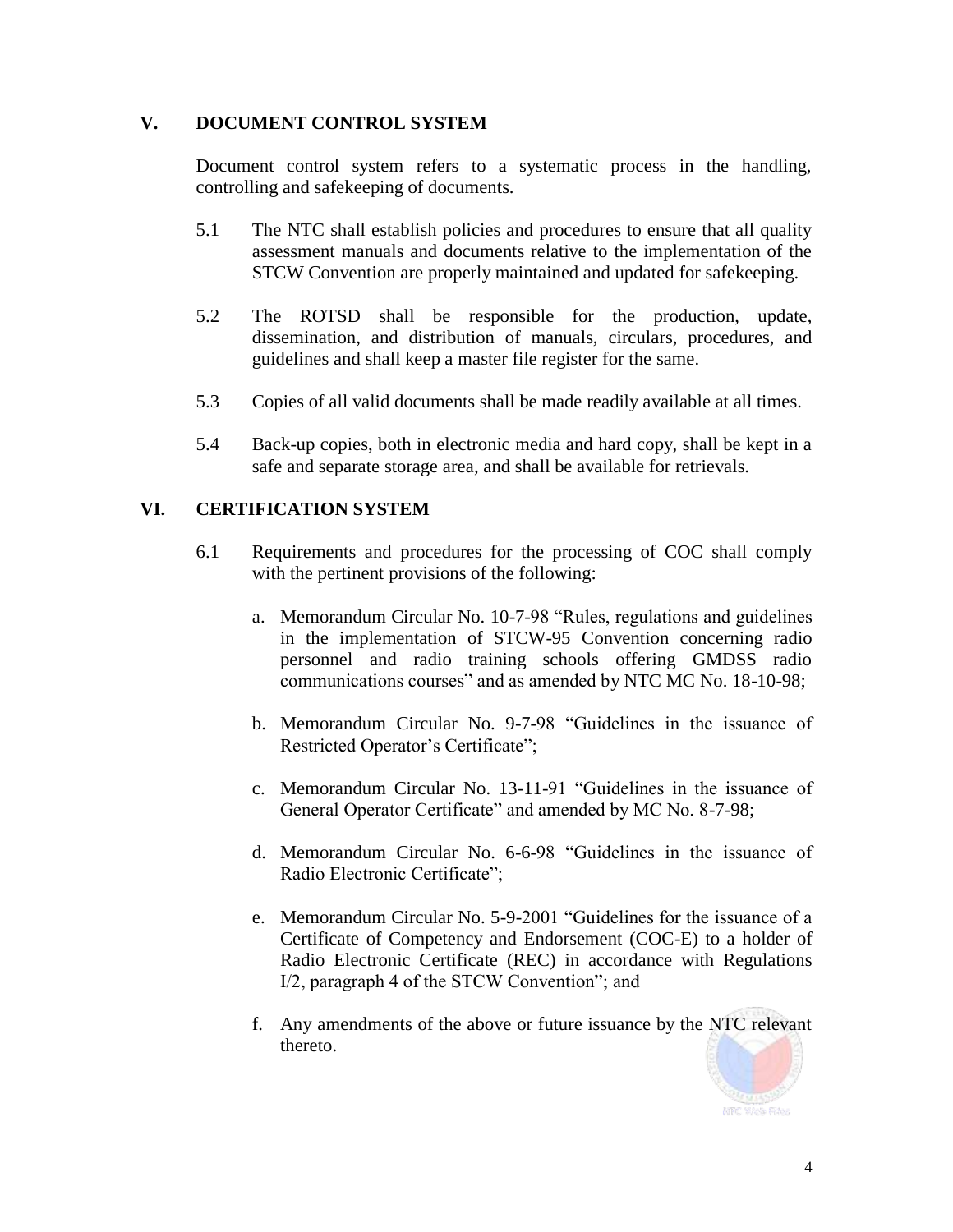## V. DOCUMENT CONTROL SYSTEM

Document control system refers to a systematic process in the handling, controlling and safekeeping of documents.

5.1 The NTC shall establish policies and procedures to ensure that all quality assessment manuals and documents relative to the implementation of the STCW Convention are properly maintained and updated for safekeeping.

5.2 The ROTSD shall be responsible for the production, update, dissemination, and distribution of manuals, circulars, procedures, and guidelines and shall keep a master file register for the same.

5.3 Copies of all valid documents shall be made readily available at all times.

5.4 Back-up copies, both in electronic media and hard copy, shall be kept in a safe and separate storage area, and shall be available for retrievals.

## VI. CERTIFICATION SYSTEM

6.1 Requirements and procedures for the processing of COC shall comply with the pertinent provisions of the following:

a. Memorandum Circular No. 10-7-98 "Rules, regulations and guidelines in the implementation of STCW-95 Convention concerning radio personnel and radio training schools offering GMDSS radio communications courses" and as amended by NTC MC No. 18-10-98;

b. Memorandum Circular No. 9-7-98 "Guidelines in the issuance of Restricted Operator's Certificate";

c. Memorandum Circular No. 13-11-91 "Guidelines in the issuance of General Operator Certificate" and amended by MC No. 8-7-98;

d. Memorandum Circular No. 6-6-98 "Guidelines in the issuance of Radio Electronic Certificate";

e. Memorandum Circular No. 5-9-2001 "Guidelines for the issuance of a Certificate of Competency and Endorsement (COC-E) to a holder of Radio Electronic Certificate (REC) in accordance with Regulations I/2, paragraph 4 of the STCW Convention"; and

f. Any amendments of the above or future issuance by the NTC relevant thereto.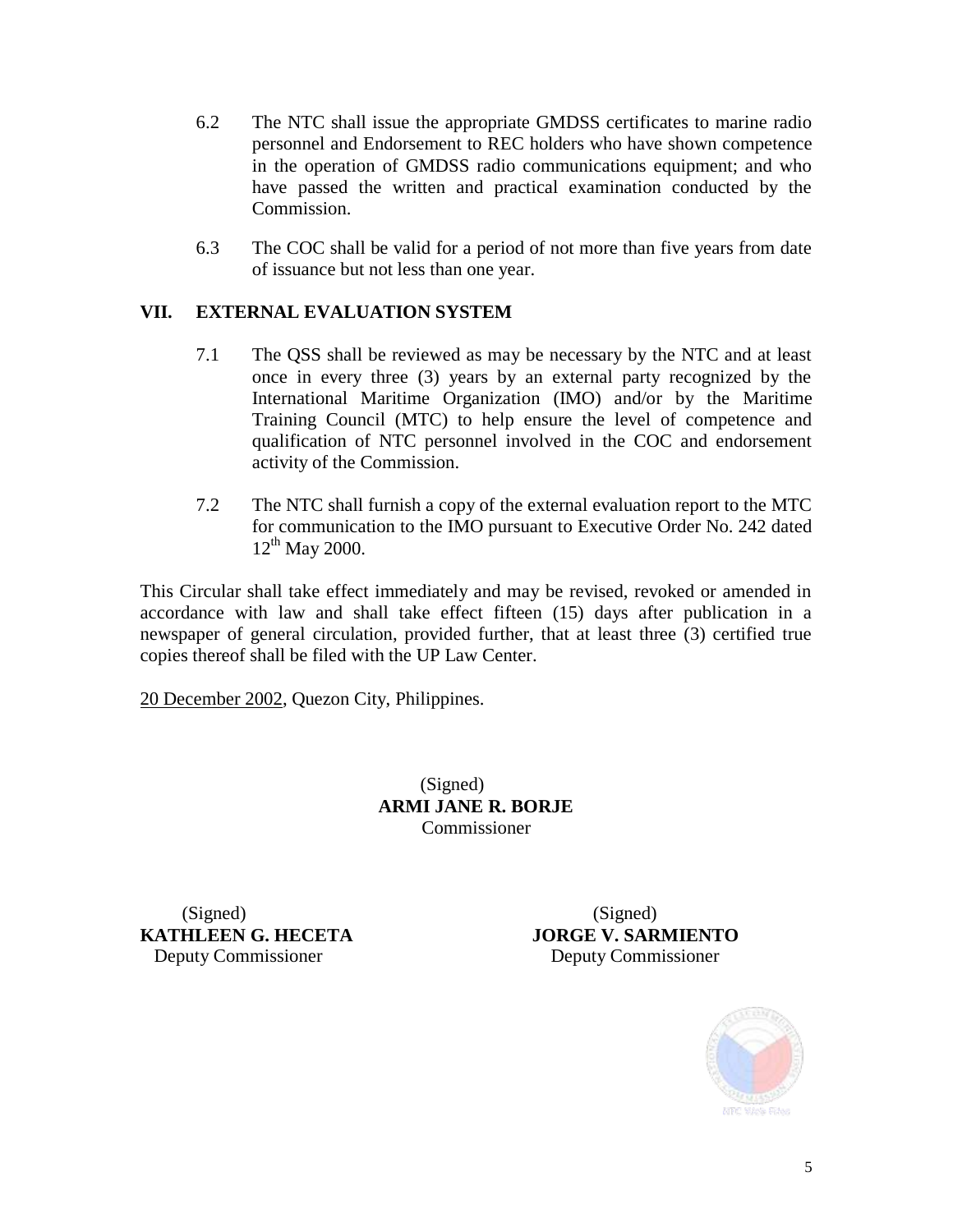6.2 The NTC shall issue the appropriate GMDSS certificates to marine radio personnel and Endorsement to REC holders who have shown competence in the operation of GMDSS radio communications equipment; and who have passed the written and practical examination conducted by the Commission.

6.3 The COC shall be valid for a period of not more than five years from date of issuance but not less than one year.

## VII. EXTERNAL EVALUATION SYSTEM

7.1 The QSS shall be reviewed as may be necessary by the NTC and at least once in every three (3) years by an external party recognized by the International Maritime Organization (IMO) and/or by the Maritime Training Council (MTC) to help ensure the level of competence and qualification of NTC personnel involved in the COC and endorsement activity of the Commission.

7.2 The NTC shall furnish a copy of the external evaluation report to the MTC for communication to the IMO pursuant to Executive Order No. 242 dated 12th May 2000.

This Circular shall take effect immediately and may be revised, revoked or amended in accordance with law and shall take effect fifteen (15) days after publication in a newspaper of general circulation, provided further, that at least three (3) certified true copies thereof shall be filed with the UP Law Center.

20 December 2002, Quezon City, Philippines.

(Signed)
**ARMI JANE R. BORJE**
Commissioner

(Signed)
**KATHLEEN G. HECETA**
Deputy Commissioner

(Signed)
**JORGE V. SARMIENTO**
Deputy Commissioner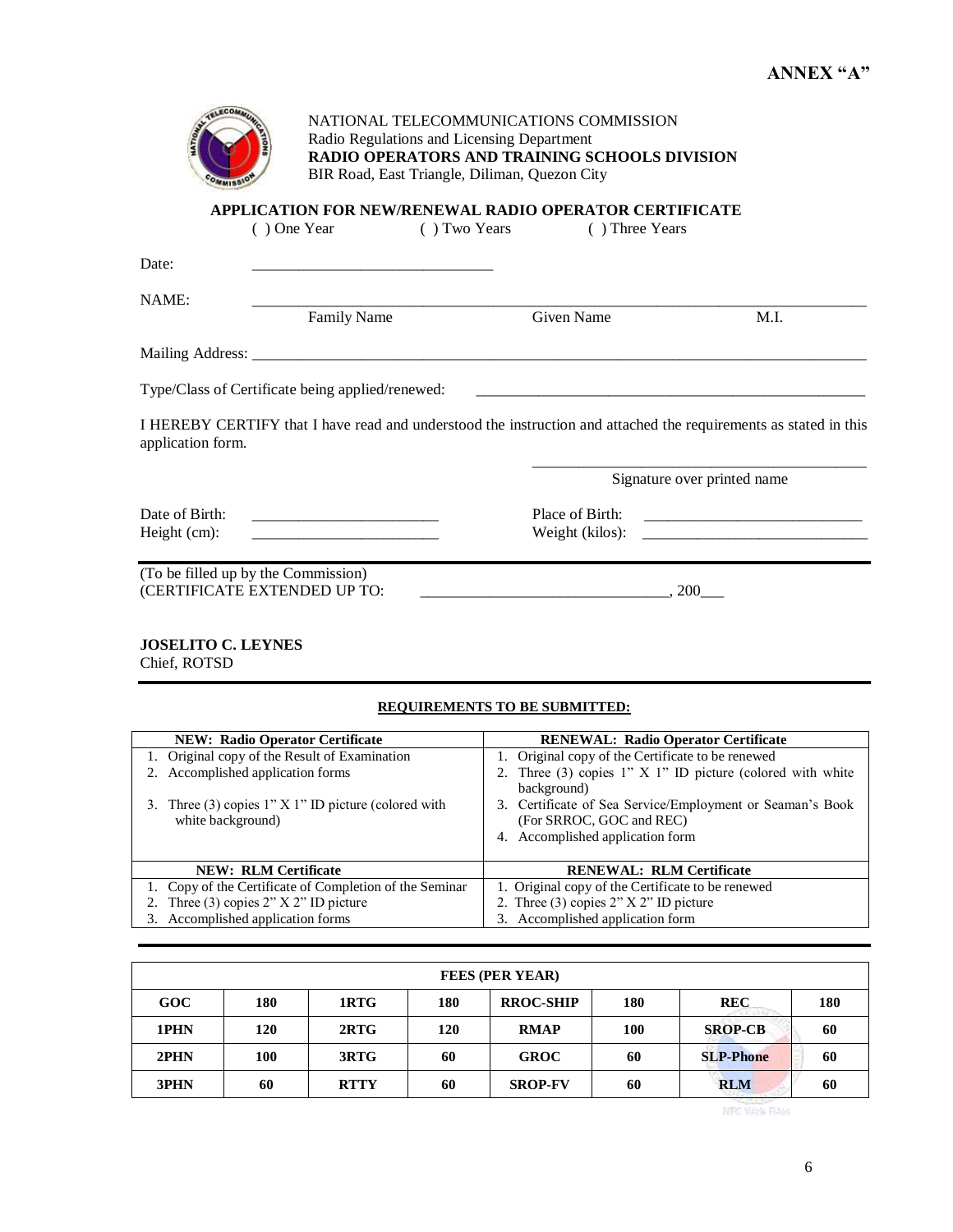**ANNEX "A"**

NATIONAL TELECOMMUNICATIONS COMMISSION
Radio Regulations and Licensing Department
**RADIO OPERATORS AND TRAINING SCHOOLS DIVISION**
BIR Road, East Triangle, Diliman, Quezon City

**APPLICATION FOR NEW/RENEWAL RADIO OPERATOR CERTIFICATE**

( ) One Year ( ) Two Years ( ) Three Years

Date: ______________________________

NAME: ________________________________________________________________
Family Name Given Name M.I.

Mailing Address: ________________________________________________________

Type/Class of Certificate being applied/renewed: ________________________________

I HEREBY CERTIFY that I have read and understood the instruction and attached the requirements as stated in this application form.

________________________________________
Signature over printed name

Date of Birth: ________________________ Place of Birth: ________________________
Height (cm): ________________________ Weight (kilos): ________________________

(To be filled up by the Commission)
(CERTIFICATE EXTENDED UP TO: ______________________________, 200___

**JOSELITO C. LEYNES**
Chief, ROTSD

**REQUIREMENTS TO BE SUBMITTED:**

| NEW: Radio Operator Certificate | RENEWAL: Radio Operator Certificate |
|---|---|
| 1. Original copy of the Result of Examination<br>2. Accomplished application forms<br>3. Three (3) copies 1" X 1" ID picture (colored with white background) | 1. Original copy of the Certificate to be renewed<br>2. Three (3) copies 1" X 1" ID picture (colored with white background)<br>3. Certificate of Sea Service/Employment or Seaman's Book (For SRROC, GOC and REC)<br>4. Accomplished application form |
| **NEW: RLM Certificate** | **RENEWAL: RLM Certificate** |
| 1. Copy of the Certificate of Completion of the Seminar<br>2. Three (3) copies 2" X 2" ID picture<br>3. Accomplished application forms | 1. Original copy of the Certificate to be renewed<br>2. Three (3) copies 2" X 2" ID picture<br>3. Accomplished application form |

| FEES (PER YEAR) | | | | | | | |
|---|---|---|---|---|---|---|---|
| GOC | 180 | 1RTG | 180 | RROC-SHIP | 180 | REC | 180 |
| 1PHN | 120 | 2RTG | 120 | RMAP | 100 | SROP-CB | 60 |
| 2PHN | 100 | 3RTG | 60 | GROC | 60 | SLP-Phone | 60 |
| 3PHN | 60 | RTTY | 60 | SROP-FV | 60 | RLM | 60 |